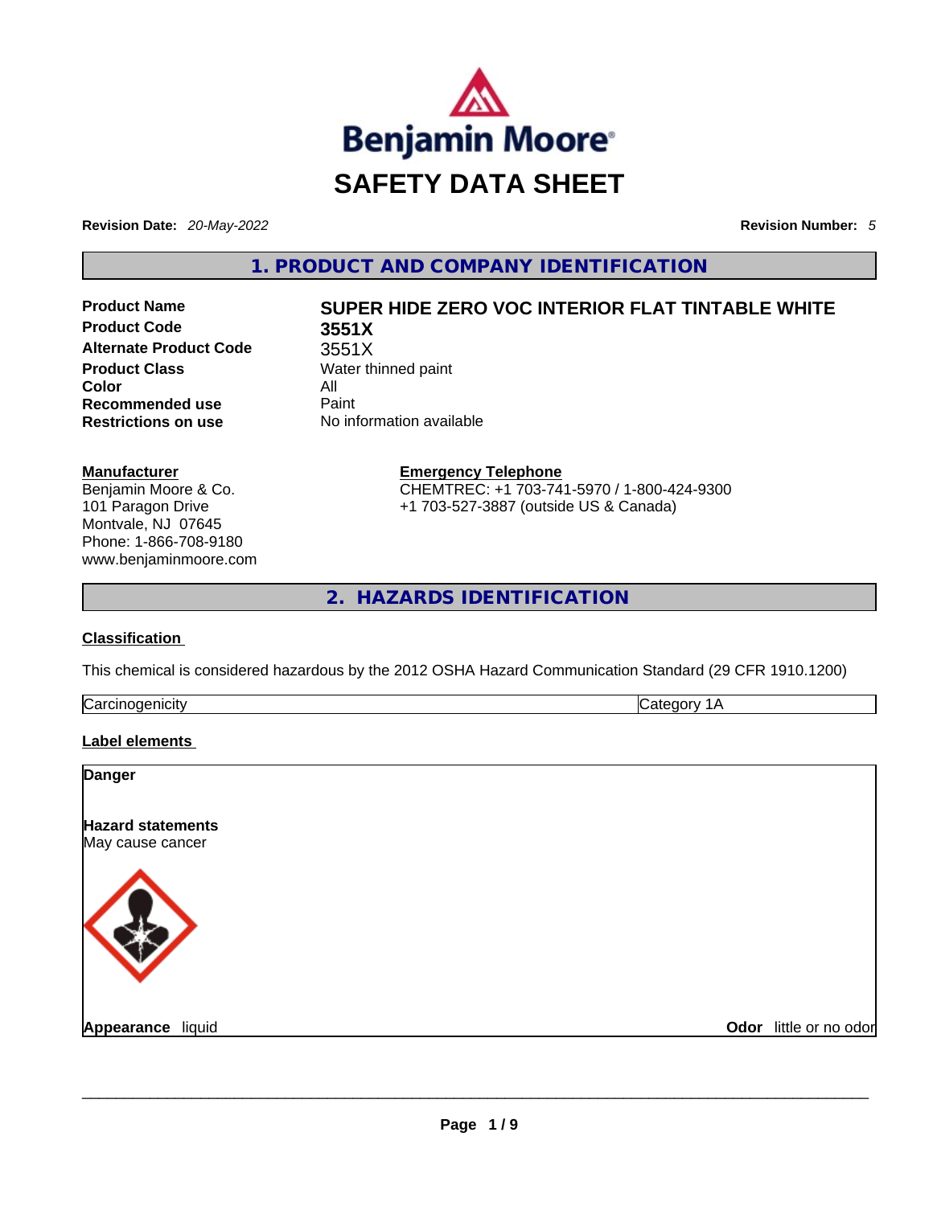# SAFETY DATA SHEET

**Revision Date:** *20-May-2022* **Revision Number:** *5*

## 1. PRODUCT AND COMPANY IDENTIFICATION

| | |
|---|---|
| **Product Name** | **SUPER HIDE ZERO VOC INTERIOR FLAT TINTABLE WHITE** |
| **Product Code** | **3551X** |
| **Alternate Product Code** | 3551X |
| **Product Class** | Water thinned paint |
| **Color** | All |
| **Recommended use** | Paint |
| **Restrictions on use** | No information available |

**Manufacturer**
Benjamin Moore & Co.
101 Paragon Drive
Montvale, NJ 07645
Phone: 1-866-708-9180
www.benjaminmoore.com

**Emergency Telephone**
CHEMTREC: +1 703-741-5970 / 1-800-424-9300
+1 703-527-3887 (outside US & Canada)

## 2. HAZARDS IDENTIFICATION

### Classification

This chemical is considered hazardous by the 2012 OSHA Hazard Communication Standard (29 CFR 1910.1200)

| | |
|---|---|
| Carcinogenicity | Category 1A |

### Label elements

**Danger**

**Hazard statements**
May cause cancer

**Appearance** liquid

**Odor** little or no odor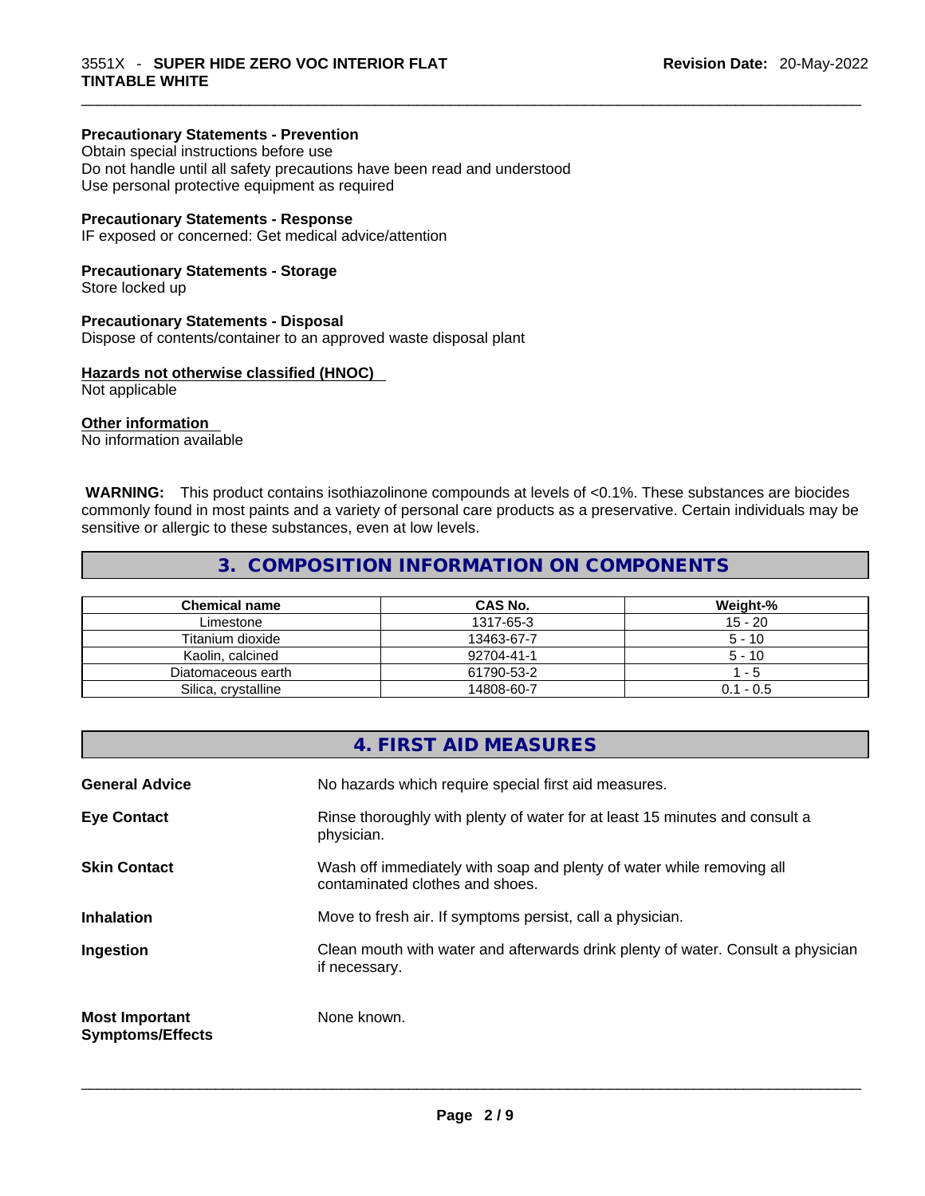**Precautionary Statements - Prevention**
Obtain special instructions before use
Do not handle until all safety precautions have been read and understood
Use personal protective equipment as required

**Precautionary Statements - Response**
IF exposed or concerned: Get medical advice/attention

**Precautionary Statements - Storage**
Store locked up

**Precautionary Statements - Disposal**
Dispose of contents/container to an approved waste disposal plant

**Hazards not otherwise classified (HNOC)**
Not applicable

**Other information**
No information available

**WARNING:** This product contains isothiazolinone compounds at levels of <0.1%. These substances are biocides commonly found in most paints and a variety of personal care products as a preservative. Certain individuals may be sensitive or allergic to these substances, even at low levels.

## 3. COMPOSITION INFORMATION ON COMPONENTS

| Chemical name | CAS No. | Weight-% |
|---|---|---|
| Limestone | 1317-65-3 | 15 - 20 |
| Titanium dioxide | 13463-67-7 | 5 - 10 |
| Kaolin, calcined | 92704-41-1 | 5 - 10 |
| Diatomaceous earth | 61790-53-2 | 1 - 5 |
| Silica, crystalline | 14808-60-7 | 0.1 - 0.5 |

## 4. FIRST AID MEASURES

**General Advice** — No hazards which require special first aid measures.

**Eye Contact** — Rinse thoroughly with plenty of water for at least 15 minutes and consult a physician.

**Skin Contact** — Wash off immediately with soap and plenty of water while removing all contaminated clothes and shoes.

**Inhalation** — Move to fresh air. If symptoms persist, call a physician.

**Ingestion** — Clean mouth with water and afterwards drink plenty of water. Consult a physician if necessary.

**Most Important Symptoms/Effects** — None known.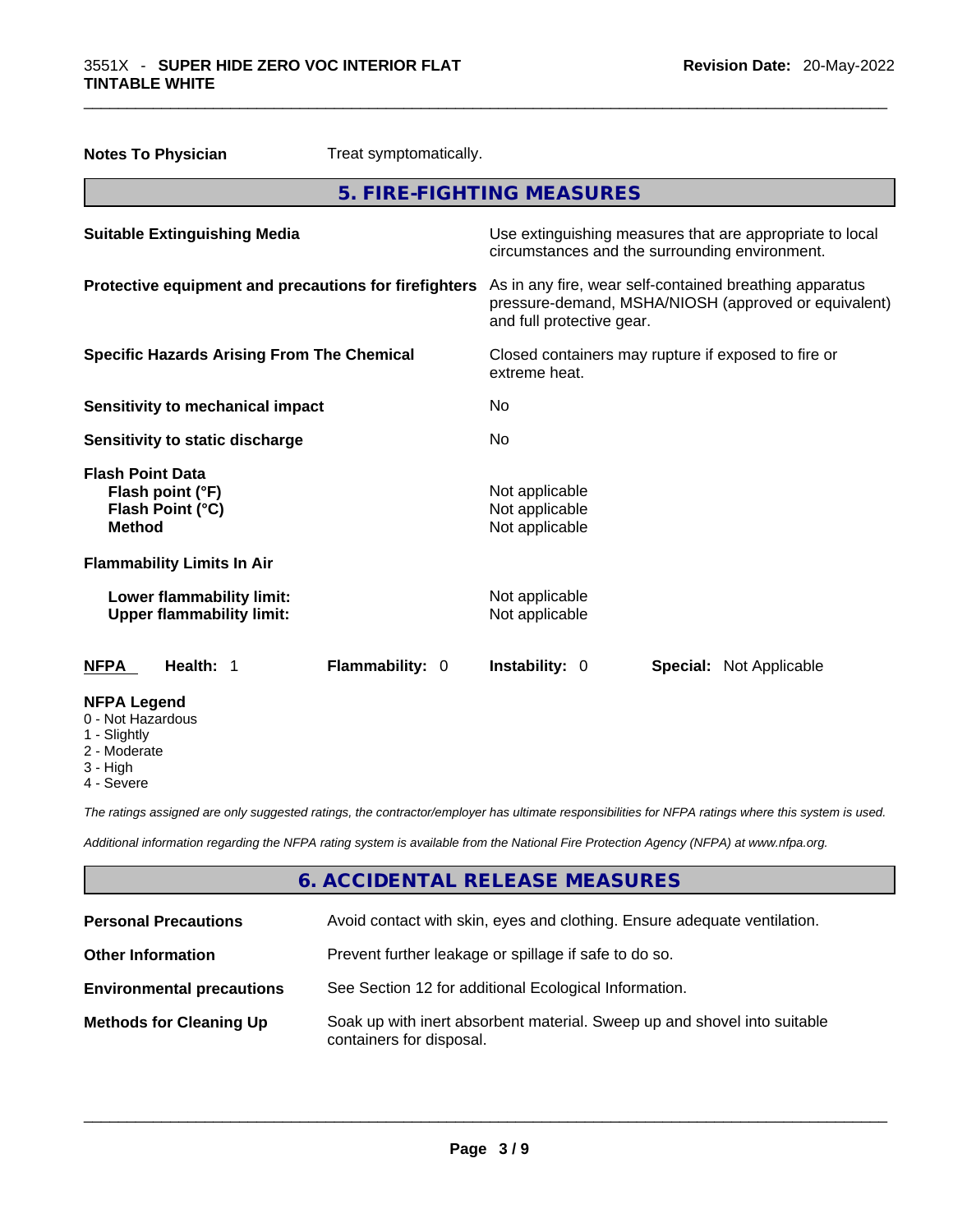**Notes To Physician** Treat symptomatically.

## 5. FIRE-FIGHTING MEASURES

| | |
|---|---|
| **Suitable Extinguishing Media** | Use extinguishing measures that are appropriate to local circumstances and the surrounding environment. |
| **Protective equipment and precautions for firefighters** | As in any fire, wear self-contained breathing apparatus pressure-demand, MSHA/NIOSH (approved or equivalent) and full protective gear. |
| **Specific Hazards Arising From The Chemical** | Closed containers may rupture if exposed to fire or extreme heat. |
| **Sensitivity to mechanical impact** | No |
| **Sensitivity to static discharge** | No |

**Flash Point Data**

| | |
|---|---|
| **Flash point (°F)** | Not applicable |
| **Flash Point (°C)** | Not applicable |
| **Method** | Not applicable |

**Flammability Limits In Air**

| | |
|---|---|
| **Lower flammability limit:** | Not applicable |
| **Upper flammability limit:** | Not applicable |

| **NFPA** | **Health:** 1 | **Flammability:** 0 | **Instability:** 0 | **Special:** Not Applicable |
|---|---|---|---|---|

**NFPA Legend**
- 0 - Not Hazardous
- 1 - Slightly
- 2 - Moderate
- 3 - High
- 4 - Severe

*The ratings assigned are only suggested ratings, the contractor/employer has ultimate responsibilities for NFPA ratings where this system is used.*

*Additional information regarding the NFPA rating system is available from the National Fire Protection Agency (NFPA) at www.nfpa.org.*

## 6. ACCIDENTAL RELEASE MEASURES

| | |
|---|---|
| **Personal Precautions** | Avoid contact with skin, eyes and clothing. Ensure adequate ventilation. |
| **Other Information** | Prevent further leakage or spillage if safe to do so. |
| **Environmental precautions** | See Section 12 for additional Ecological Information. |
| **Methods for Cleaning Up** | Soak up with inert absorbent material. Sweep up and shovel into suitable containers for disposal. |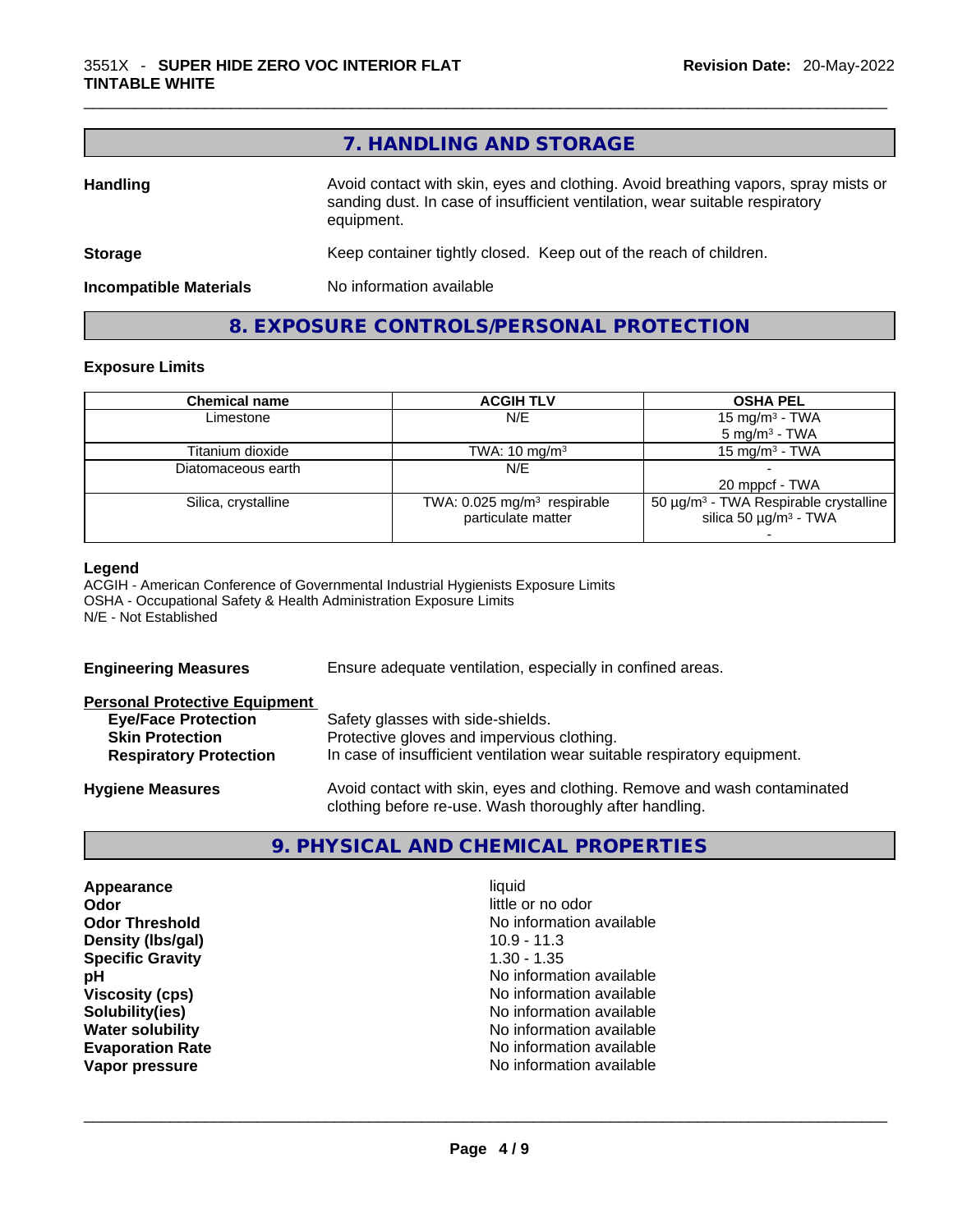## 7. HANDLING AND STORAGE

**Handling** Avoid contact with skin, eyes and clothing. Avoid breathing vapors, spray mists or sanding dust. In case of insufficient ventilation, wear suitable respiratory equipment.

**Storage** Keep container tightly closed. Keep out of the reach of children.

**Incompatible Materials** No information available

## 8. EXPOSURE CONTROLS/PERSONAL PROTECTION

### Exposure Limits

| Chemical name | ACGIH TLV | OSHA PEL |
|---|---|---|
| Limestone | N/E | 15 mg/m³ - TWA<br>5 mg/m³ - TWA |
| Titanium dioxide | TWA: 10 mg/m³ | 15 mg/m³ - TWA |
| Diatomaceous earth | N/E | -<br>20 mppcf - TWA |
| Silica, crystalline | TWA: 0.025 mg/m³ respirable particulate matter | 50 µg/m³ - TWA Respirable crystalline silica 50 µg/m³ - TWA<br>- |

**Legend**
ACGIH - American Conference of Governmental Industrial Hygienists Exposure Limits
OSHA - Occupational Safety & Health Administration Exposure Limits
N/E - Not Established

**Engineering Measures** Ensure adequate ventilation, especially in confined areas.

**Personal Protective Equipment**
- **Eye/Face Protection** Safety glasses with side-shields.
- **Skin Protection** Protective gloves and impervious clothing.
- **Respiratory Protection** In case of insufficient ventilation wear suitable respiratory equipment.

**Hygiene Measures** Avoid contact with skin, eyes and clothing. Remove and wash contaminated clothing before re-use. Wash thoroughly after handling.

## 9. PHYSICAL AND CHEMICAL PROPERTIES

| | |
|---|---|
| **Appearance** | liquid |
| **Odor** | little or no odor |
| **Odor Threshold** | No information available |
| **Density (lbs/gal)** | 10.9 - 11.3 |
| **Specific Gravity** | 1.30 - 1.35 |
| **pH** | No information available |
| **Viscosity (cps)** | No information available |
| **Solubility(ies)** | No information available |
| **Water solubility** | No information available |
| **Evaporation Rate** | No information available |
| **Vapor pressure** | No information available |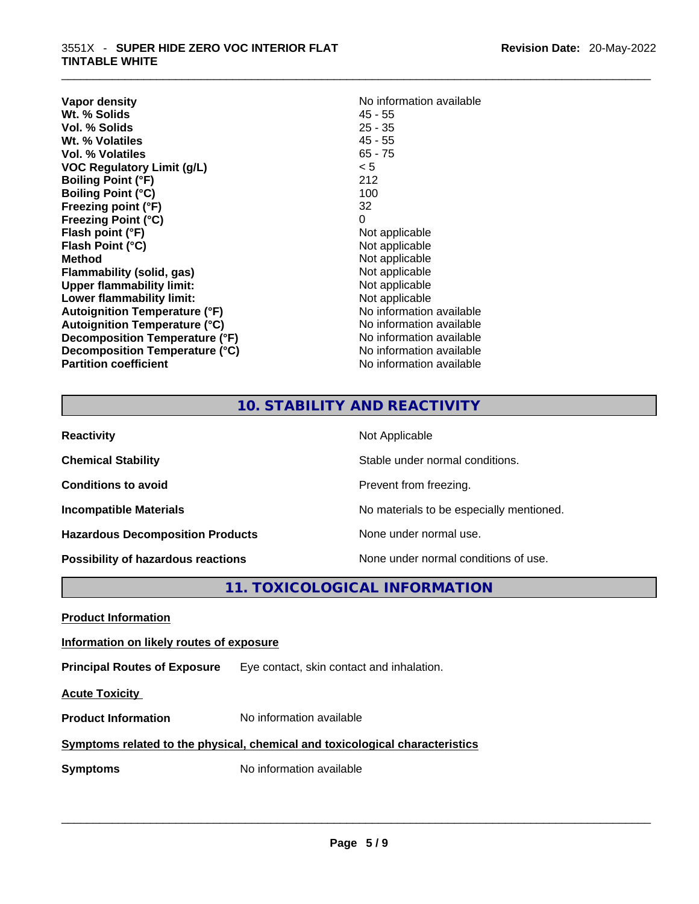| | |
|---|---|
| **Vapor density** | No information available |
| **Wt. % Solids** | 45 - 55 |
| **Vol. % Solids** | 25 - 35 |
| **Wt. % Volatiles** | 45 - 55 |
| **Vol. % Volatiles** | 65 - 75 |
| **VOC Regulatory Limit (g/L)** | < 5 |
| **Boiling Point (°F)** | 212 |
| **Boiling Point (°C)** | 100 |
| **Freezing point (°F)** | 32 |
| **Freezing Point (°C)** | 0 |
| **Flash point (°F)** | Not applicable |
| **Flash Point (°C)** | Not applicable |
| **Method** | Not applicable |
| **Flammability (solid, gas)** | Not applicable |
| **Upper flammability limit:** | Not applicable |
| **Lower flammability limit:** | Not applicable |
| **Autoignition Temperature (°F)** | No information available |
| **Autoignition Temperature (°C)** | No information available |
| **Decomposition Temperature (°F)** | No information available |
| **Decomposition Temperature (°C)** | No information available |
| **Partition coefficient** | No information available |

## 10. STABILITY AND REACTIVITY

| | |
|---|---|
| **Reactivity** | Not Applicable |
| **Chemical Stability** | Stable under normal conditions. |
| **Conditions to avoid** | Prevent from freezing. |
| **Incompatible Materials** | No materials to be especially mentioned. |
| **Hazardous Decomposition Products** | None under normal use. |
| **Possibility of hazardous reactions** | None under normal conditions of use. |

## 11. TOXICOLOGICAL INFORMATION

**Product Information**

**Information on likely routes of exposure**

**Principal Routes of Exposure** Eye contact, skin contact and inhalation.

**Acute Toxicity**

**Product Information** No information available

**Symptoms related to the physical, chemical and toxicological characteristics**

**Symptoms** No information available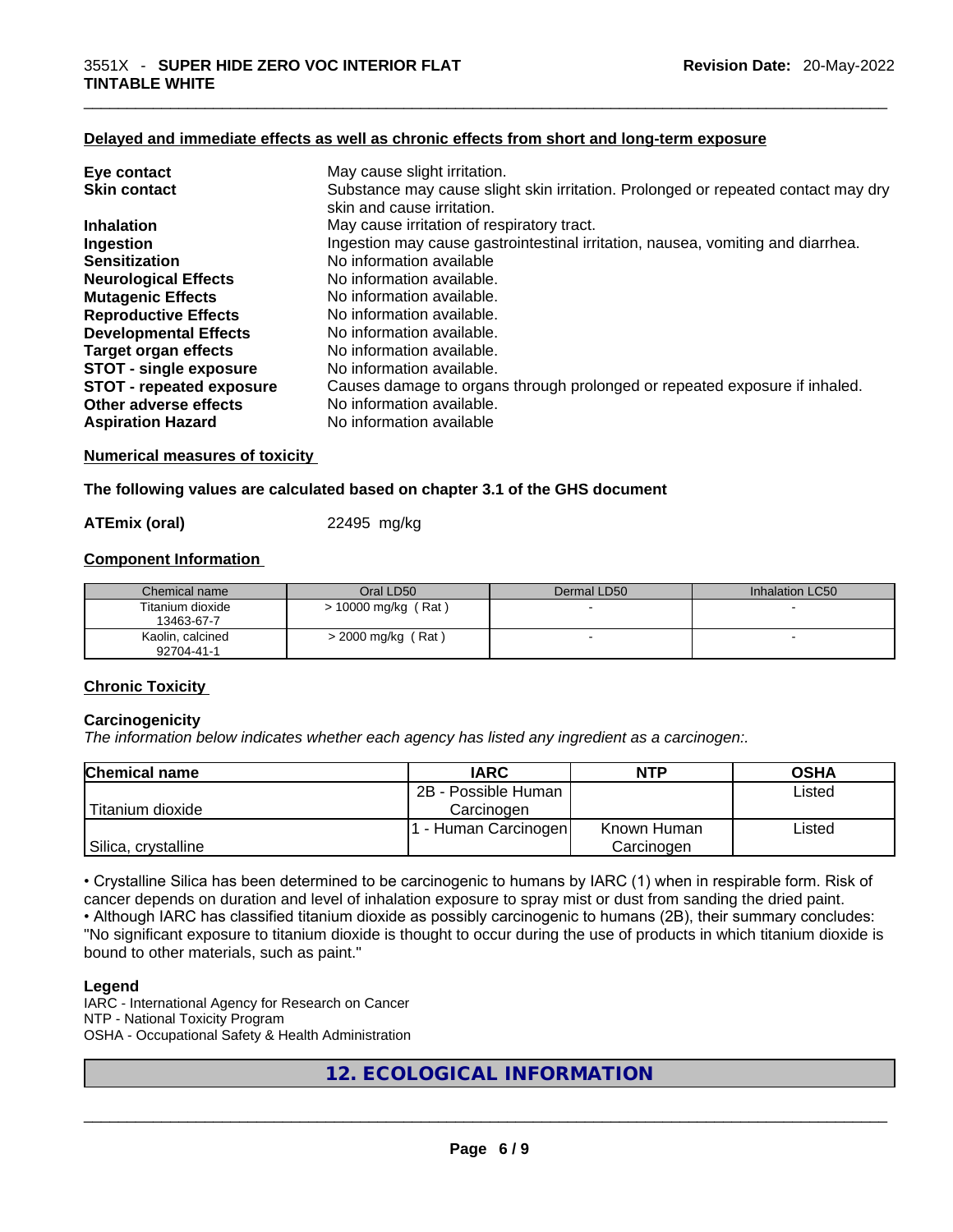#### Delayed and immediate effects as well as chronic effects from short and long-term exposure

| | |
|---|---|
| **Eye contact** | May cause slight irritation. |
| **Skin contact** | Substance may cause slight skin irritation. Prolonged or repeated contact may dry skin and cause irritation. |
| **Inhalation** | May cause irritation of respiratory tract. |
| **Ingestion** | Ingestion may cause gastrointestinal irritation, nausea, vomiting and diarrhea. |
| **Sensitization** | No information available |
| **Neurological Effects** | No information available. |
| **Mutagenic Effects** | No information available. |
| **Reproductive Effects** | No information available. |
| **Developmental Effects** | No information available. |
| **Target organ effects** | No information available. |
| **STOT - single exposure** | No information available. |
| **STOT - repeated exposure** | Causes damage to organs through prolonged or repeated exposure if inhaled. |
| **Other adverse effects** | No information available. |
| **Aspiration Hazard** | No information available |

#### Numerical measures of toxicity

**The following values are calculated based on chapter 3.1 of the GHS document**

**ATEmix (oral)** 22495 mg/kg

#### Component Information

| Chemical name | Oral LD50 | Dermal LD50 | Inhalation LC50 |
|---|---|---|---|
| Titanium dioxide<br>13463-67-7 | > 10000 mg/kg ( Rat ) | - | - |
| Kaolin, calcined<br>92704-41-1 | > 2000 mg/kg ( Rat ) | - | - |

#### Chronic Toxicity

**Carcinogenicity**

*The information below indicates whether each agency has listed any ingredient as a carcinogen:.*

| Chemical name | IARC | NTP | OSHA |
|---|---|---|---|
| Titanium dioxide | 2B - Possible Human Carcinogen | | Listed |
| Silica, crystalline | 1 - Human Carcinogen | Known Human Carcinogen | Listed |

• Crystalline Silica has been determined to be carcinogenic to humans by IARC (1) when in respirable form. Risk of cancer depends on duration and level of inhalation exposure to spray mist or dust from sanding the dried paint.
• Although IARC has classified titanium dioxide as possibly carcinogenic to humans (2B), their summary concludes: "No significant exposure to titanium dioxide is thought to occur during the use of products in which titanium dioxide is bound to other materials, such as paint."

**Legend**

IARC - International Agency for Research on Cancer
NTP - National Toxicity Program
OSHA - Occupational Safety & Health Administration

## 12. ECOLOGICAL INFORMATION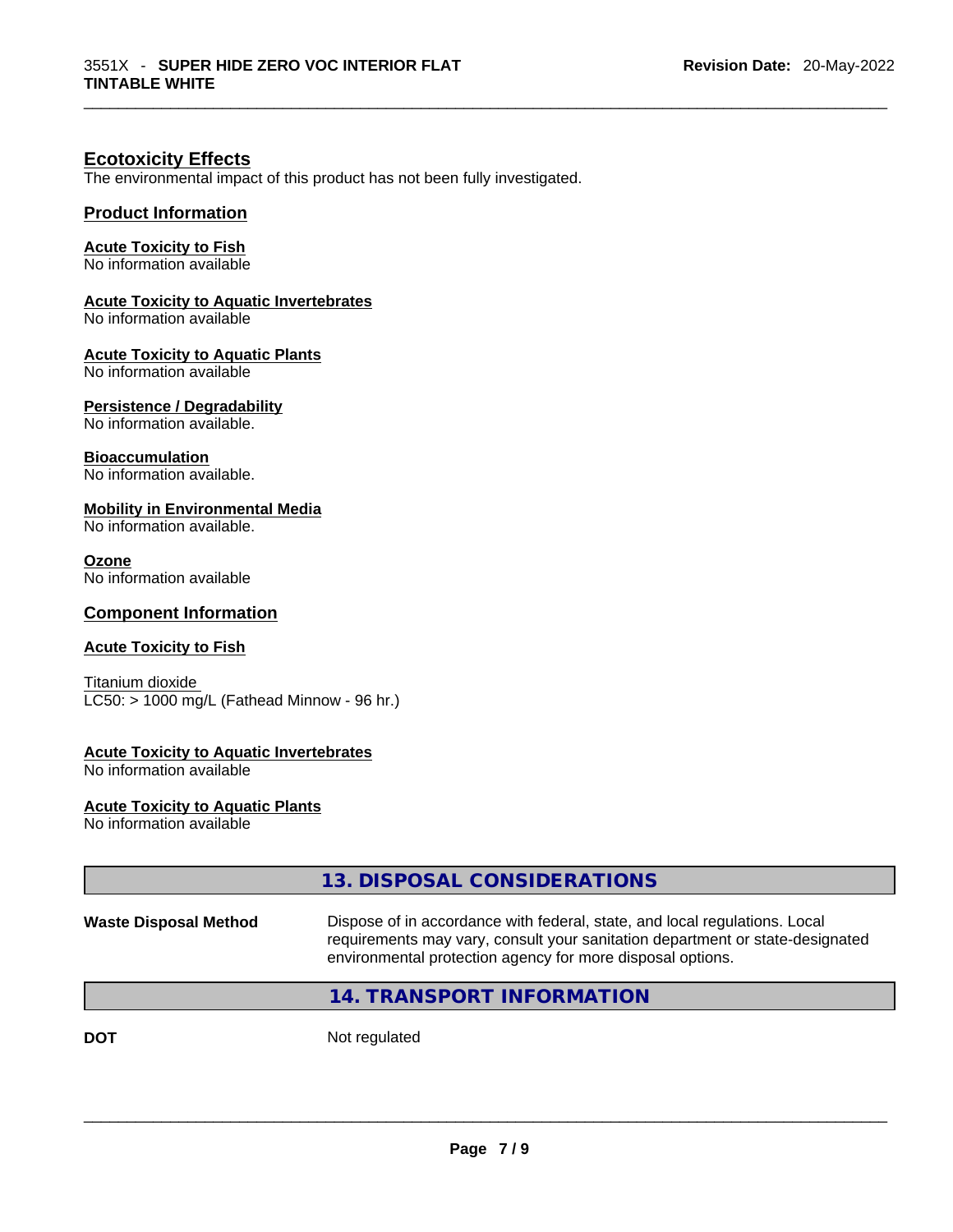## Ecotoxicity Effects

The environmental impact of this product has not been fully investigated.

### Product Information

**Acute Toxicity to Fish**
No information available

**Acute Toxicity to Aquatic Invertebrates**
No information available

**Acute Toxicity to Aquatic Plants**
No information available

**Persistence / Degradability**
No information available.

**Bioaccumulation**
No information available.

**Mobility in Environmental Media**
No information available.

**Ozone**
No information available

### Component Information

**Acute Toxicity to Fish**

Titanium dioxide
LC50: > 1000 mg/L (Fathead Minnow - 96 hr.)

**Acute Toxicity to Aquatic Invertebrates**
No information available

**Acute Toxicity to Aquatic Plants**
No information available

## 13. DISPOSAL CONSIDERATIONS

**Waste Disposal Method** Dispose of in accordance with federal, state, and local regulations. Local requirements may vary, consult your sanitation department or state-designated environmental protection agency for more disposal options.

## 14. TRANSPORT INFORMATION

**DOT** Not regulated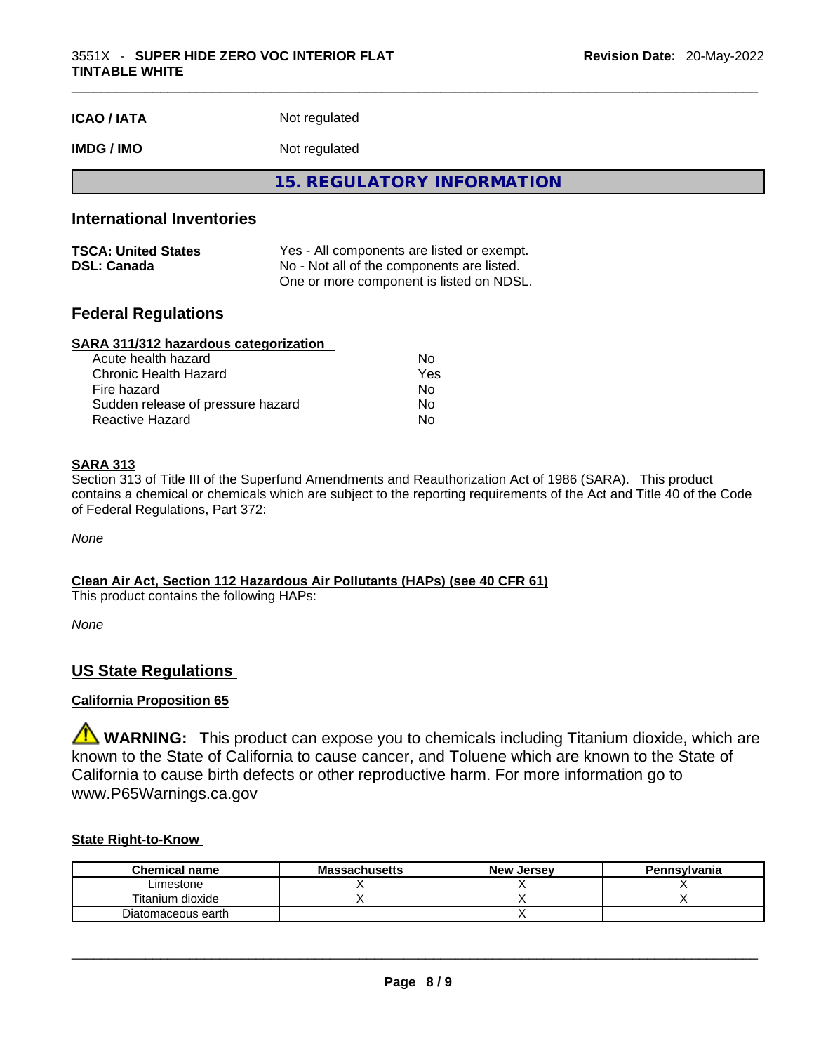| | |
|---|---|
| **ICAO / IATA** | Not regulated |
| **IMDG / IMO** | Not regulated |

## 15. REGULATORY INFORMATION

### International Inventories

| | |
|---|---|
| **TSCA: United States** | Yes - All components are listed or exempt. |
| **DSL: Canada** | No - Not all of the components are listed. One or more component is listed on NDSL. |

### Federal Regulations

**SARA 311/312 hazardous categorization**

| | |
|---|---|
| Acute health hazard | No |
| Chronic Health Hazard | Yes |
| Fire hazard | No |
| Sudden release of pressure hazard | No |
| Reactive Hazard | No |

**SARA 313**

Section 313 of Title III of the Superfund Amendments and Reauthorization Act of 1986 (SARA). This product contains a chemical or chemicals which are subject to the reporting requirements of the Act and Title 40 of the Code of Federal Regulations, Part 372:

*None*

**Clean Air Act, Section 112 Hazardous Air Pollutants (HAPs) (see 40 CFR 61)**

This product contains the following HAPs:

*None*

### US State Regulations

**California Proposition 65**

⚠ **WARNING:** This product can expose you to chemicals including Titanium dioxide, which are known to the State of California to cause cancer, and Toluene which are known to the State of California to cause birth defects or other reproductive harm. For more information go to www.P65Warnings.ca.gov

**State Right-to-Know**

| Chemical name | Massachusetts | New Jersey | Pennsylvania |
|---|---|---|---|
| Limestone | X | X | X |
| Titanium dioxide | X | X | X |
| Diatomaceous earth | | X | |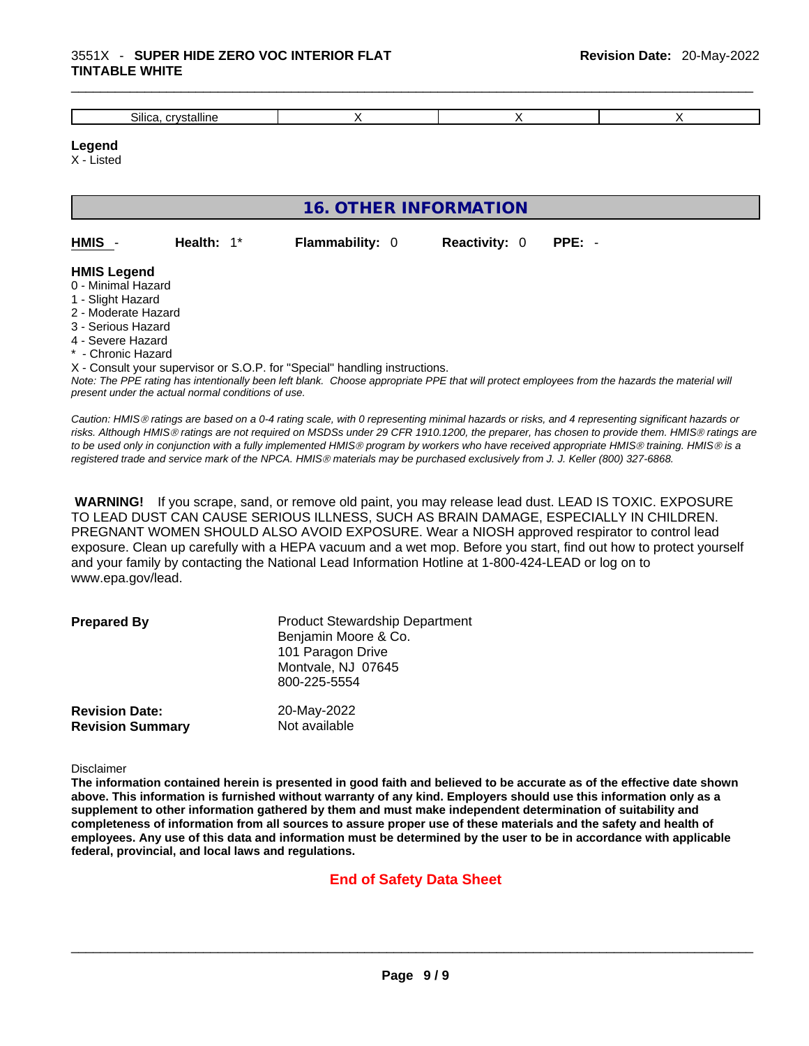| | | | |
|---|---|---|---|
| Silica, crystalline | X | X | X |

**Legend**
X - Listed

## 16. OTHER INFORMATION

**HMIS** - **Health:** 1* **Flammability:** 0 **Reactivity:** 0 **PPE:** -

**HMIS Legend**
0 - Minimal Hazard
1 - Slight Hazard
2 - Moderate Hazard
3 - Serious Hazard
4 - Severe Hazard
* - Chronic Hazard
X - Consult your supervisor or S.O.P. for "Special" handling instructions.

*Note: The PPE rating has intentionally been left blank. Choose appropriate PPE that will protect employees from the hazards the material will present under the actual normal conditions of use.*

*Caution: HMIS® ratings are based on a 0-4 rating scale, with 0 representing minimal hazards or risks, and 4 representing significant hazards or risks. Although HMIS® ratings are not required on MSDSs under 29 CFR 1910.1200, the preparer, has chosen to provide them. HMIS® ratings are to be used only in conjunction with a fully implemented HMIS® program by workers who have received appropriate HMIS® training. HMIS® is a registered trade and service mark of the NPCA. HMIS® materials may be purchased exclusively from J. J. Keller (800) 327-6868.*

**WARNING!** If you scrape, sand, or remove old paint, you may release lead dust. LEAD IS TOXIC. EXPOSURE TO LEAD DUST CAN CAUSE SERIOUS ILLNESS, SUCH AS BRAIN DAMAGE, ESPECIALLY IN CHILDREN. PREGNANT WOMEN SHOULD ALSO AVOID EXPOSURE. Wear a NIOSH approved respirator to control lead exposure. Clean up carefully with a HEPA vacuum and a wet mop. Before you start, find out how to protect yourself and your family by contacting the National Lead Information Hotline at 1-800-424-LEAD or log on to www.epa.gov/lead.

**Prepared By**
Product Stewardship Department
Benjamin Moore & Co.
101 Paragon Drive
Montvale, NJ 07645
800-225-5554

**Revision Date:** 20-May-2022
**Revision Summary** Not available

Disclaimer
**The information contained herein is presented in good faith and believed to be accurate as of the effective date shown above. This information is furnished without warranty of any kind. Employers should use this information only as a supplement to other information gathered by them and must make independent determination of suitability and completeness of information from all sources to assure proper use of these materials and the safety and health of employees. Any use of this data and information must be determined by the user to be in accordance with applicable federal, provincial, and local laws and regulations.**

**End of Safety Data Sheet**